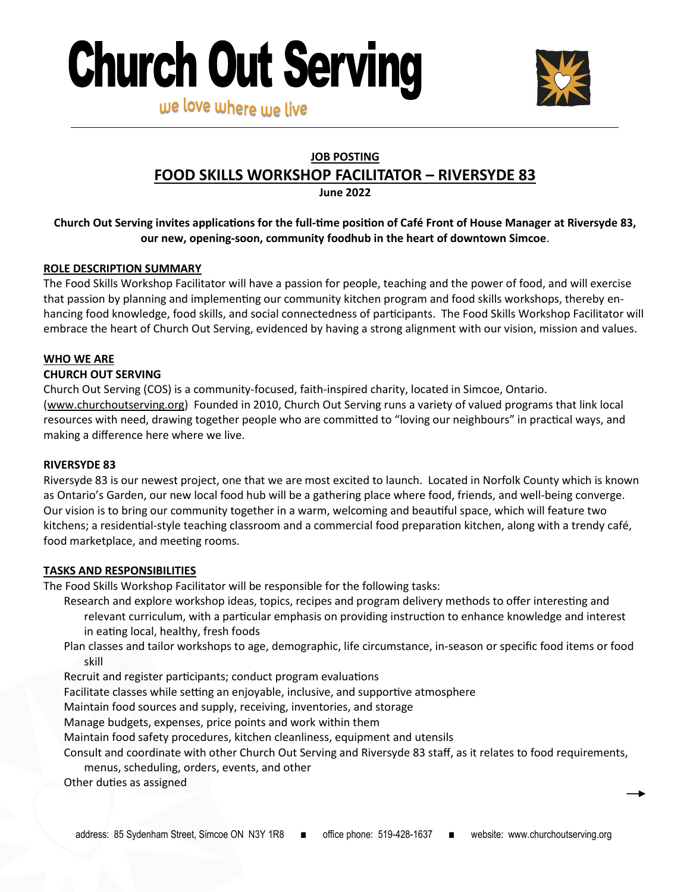# Church Out Serving

we love where we live

**JOB POSTING**

## FOOD SKILLS WORKSHOP FACILITATOR – RIVERSYDE 83

**June 2022**

**Church Out Serving invites applications for the full-time position of Café Front of House Manager at Riversyde 83, our new, opening-soon, community foodhub in the heart of downtown Simcoe**.

### ROLE DESCRIPTION SUMMARY

The Food Skills Workshop Facilitator will have a passion for people, teaching and the power of food, and will exercise that passion by planning and implementing our community kitchen program and food skills workshops, thereby enhancing food knowledge, food skills, and social connectedness of participants. The Food Skills Workshop Facilitator will embrace the heart of Church Out Serving, evidenced by having a strong alignment with our vision, mission and values.

### WHO WE ARE

**CHURCH OUT SERVING**

Church Out Serving (COS) is a community-focused, faith-inspired charity, located in Simcoe, Ontario. (www.churchoutserving.org) Founded in 2010, Church Out Serving runs a variety of valued programs that link local resources with need, drawing together people who are committed to "loving our neighbours" in practical ways, and making a difference here where we live.

**RIVERSYDE 83**

Riversyde 83 is our newest project, one that we are most excited to launch. Located in Norfolk County which is known as Ontario's Garden, our new local food hub will be a gathering place where food, friends, and well-being converge. Our vision is to bring our community together in a warm, welcoming and beautiful space, which will feature two kitchens; a residential-style teaching classroom and a commercial food preparation kitchen, along with a trendy café, food marketplace, and meeting rooms.

### TASKS AND RESPONSIBILITIES

The Food Skills Workshop Facilitator will be responsible for the following tasks:

- Research and explore workshop ideas, topics, recipes and program delivery methods to offer interesting and relevant curriculum, with a particular emphasis on providing instruction to enhance knowledge and interest in eating local, healthy, fresh foods
- Plan classes and tailor workshops to age, demographic, life circumstance, in-season or specific food items or food skill
- Recruit and register participants; conduct program evaluations
- Facilitate classes while setting an enjoyable, inclusive, and supportive atmosphere
- Maintain food sources and supply, receiving, inventories, and storage
- Manage budgets, expenses, price points and work within them
- Maintain food safety procedures, kitchen cleanliness, equipment and utensils
- Consult and coordinate with other Church Out Serving and Riversyde 83 staff, as it relates to food requirements, menus, scheduling, orders, events, and other
- Other duties as assigned

address: 85 Sydenham Street, Simcoe ON N3Y 1R8 ■ office phone: 519-428-1637 ■ website: www.churchoutserving.org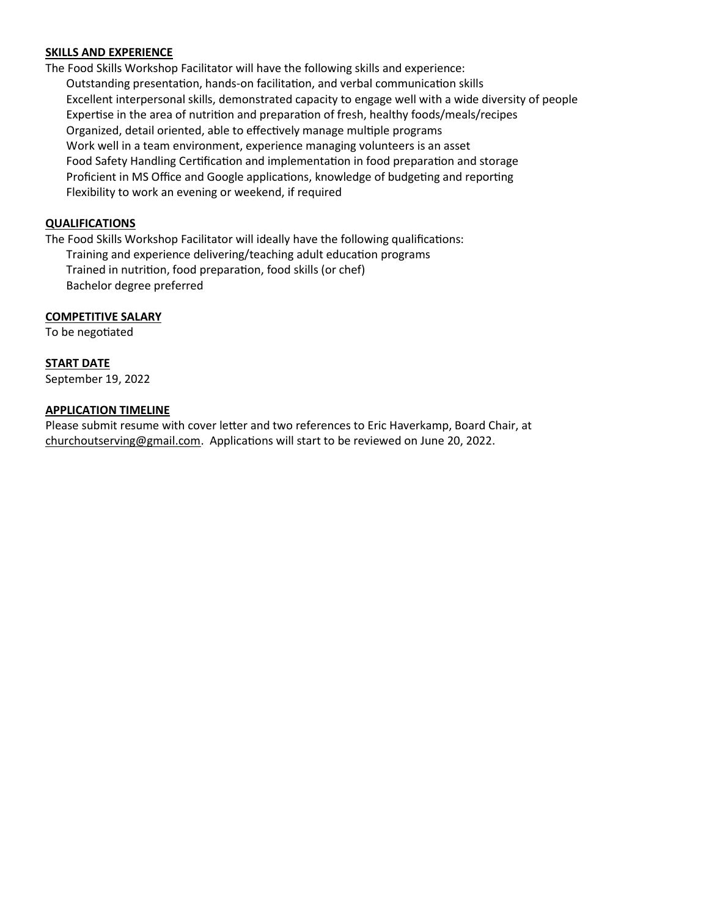**SKILLS AND EXPERIENCE**

The Food Skills Workshop Facilitator will have the following skills and experience:

- Outstanding presentation, hands-on facilitation, and verbal communication skills
- Excellent interpersonal skills, demonstrated capacity to engage well with a wide diversity of people
- Expertise in the area of nutrition and preparation of fresh, healthy foods/meals/recipes
- Organized, detail oriented, able to effectively manage multiple programs
- Work well in a team environment, experience managing volunteers is an asset
- Food Safety Handling Certification and implementation in food preparation and storage
- Proficient in MS Office and Google applications, knowledge of budgeting and reporting
- Flexibility to work an evening or weekend, if required

**QUALIFICATIONS**

The Food Skills Workshop Facilitator will ideally have the following qualifications:

- Training and experience delivering/teaching adult education programs
- Trained in nutrition, food preparation, food skills (or chef)
- Bachelor degree preferred

**COMPETITIVE SALARY**

To be negotiated

**START DATE**

September 19, 2022

**APPLICATION TIMELINE**

Please submit resume with cover letter and two references to Eric Haverkamp, Board Chair, at churchoutserving@gmail.com. Applications will start to be reviewed on June 20, 2022.